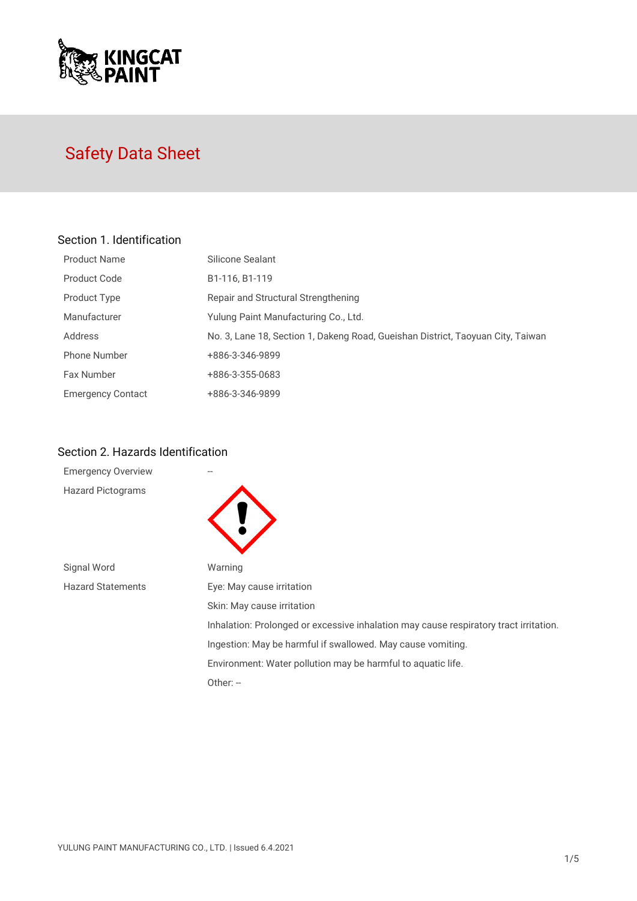KINGCAT PAINT

# Safety Data Sheet

## Section 1. Identification

| | |
|---|---|
| Product Name | Silicone Sealant |
| Product Code | B1-116, B1-119 |
| Product Type | Repair and Structural Strengthening |
| Manufacturer | Yulung Paint Manufacturing Co., Ltd. |
| Address | No. 3, Lane 18, Section 1, Dakeng Road, Gueishan District, Taoyuan City, Taiwan |
| Phone Number | +886-3-346-9899 |
| Fax Number | +886-3-355-0683 |
| Emergency Contact | +886-3-346-9899 |

## Section 2. Hazards Identification

| | |
|---|---|
| Emergency Overview | -- |
| Hazard Pictograms | |
| Signal Word | Warning |
| Hazard Statements | Eye: May cause irritation |
| | Skin: May cause irritation |
| | Inhalation: Prolonged or excessive inhalation may cause respiratory tract irritation. |
| | Ingestion: May be harmful if swallowed. May cause vomiting. |
| | Environment: Water pollution may be harmful to aquatic life. |
| | Other: -- |

YULUNG PAINT MANUFACTURING CO., LTD. | Issued 6.4.2021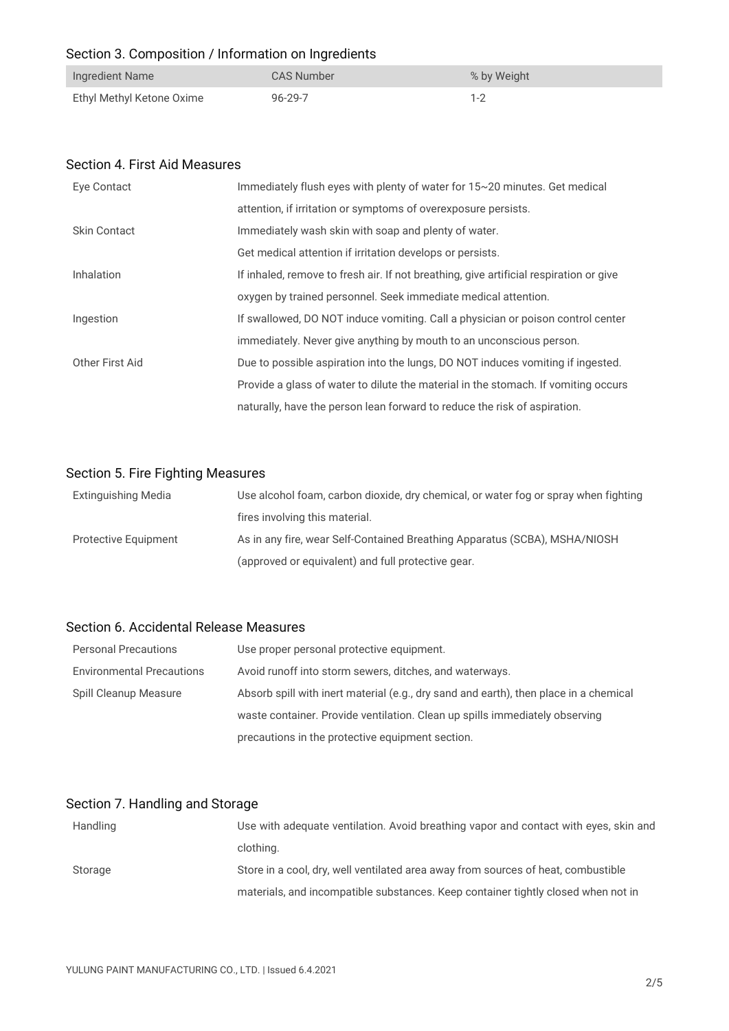## Section 3. Composition / Information on Ingredients

| Ingredient Name | CAS Number | % by Weight |
| --- | --- | --- |
| Ethyl Methyl Ketone Oxime | 96-29-7 | 1-2 |

## Section 4. First Aid Measures

| | |
| --- | --- |
| Eye Contact | Immediately flush eyes with plenty of water for 15~20 minutes. Get medical attention, if irritation or symptoms of overexposure persists. |
| Skin Contact | Immediately wash skin with soap and plenty of water. Get medical attention if irritation develops or persists. |
| Inhalation | If inhaled, remove to fresh air. If not breathing, give artificial respiration or give oxygen by trained personnel. Seek immediate medical attention. |
| Ingestion | If swallowed, DO NOT induce vomiting. Call a physician or poison control center immediately. Never give anything by mouth to an unconscious person. |
| Other First Aid | Due to possible aspiration into the lungs, DO NOT induces vomiting if ingested. Provide a glass of water to dilute the material in the stomach. If vomiting occurs naturally, have the person lean forward to reduce the risk of aspiration. |

## Section 5. Fire Fighting Measures

| | |
| --- | --- |
| Extinguishing Media | Use alcohol foam, carbon dioxide, dry chemical, or water fog or spray when fighting fires involving this material. |
| Protective Equipment | As in any fire, wear Self-Contained Breathing Apparatus (SCBA), MSHA/NIOSH (approved or equivalent) and full protective gear. |

## Section 6. Accidental Release Measures

| | |
| --- | --- |
| Personal Precautions | Use proper personal protective equipment. |
| Environmental Precautions | Avoid runoff into storm sewers, ditches, and waterways. |
| Spill Cleanup Measure | Absorb spill with inert material (e.g., dry sand and earth), then place in a chemical waste container. Provide ventilation. Clean up spills immediately observing precautions in the protective equipment section. |

## Section 7. Handling and Storage

| | |
| --- | --- |
| Handling | Use with adequate ventilation. Avoid breathing vapor and contact with eyes, skin and clothing. |
| Storage | Store in a cool, dry, well ventilated area away from sources of heat, combustible materials, and incompatible substances. Keep container tightly closed when not in |

YULUNG PAINT MANUFACTURING CO., LTD. | Issued 6.4.2021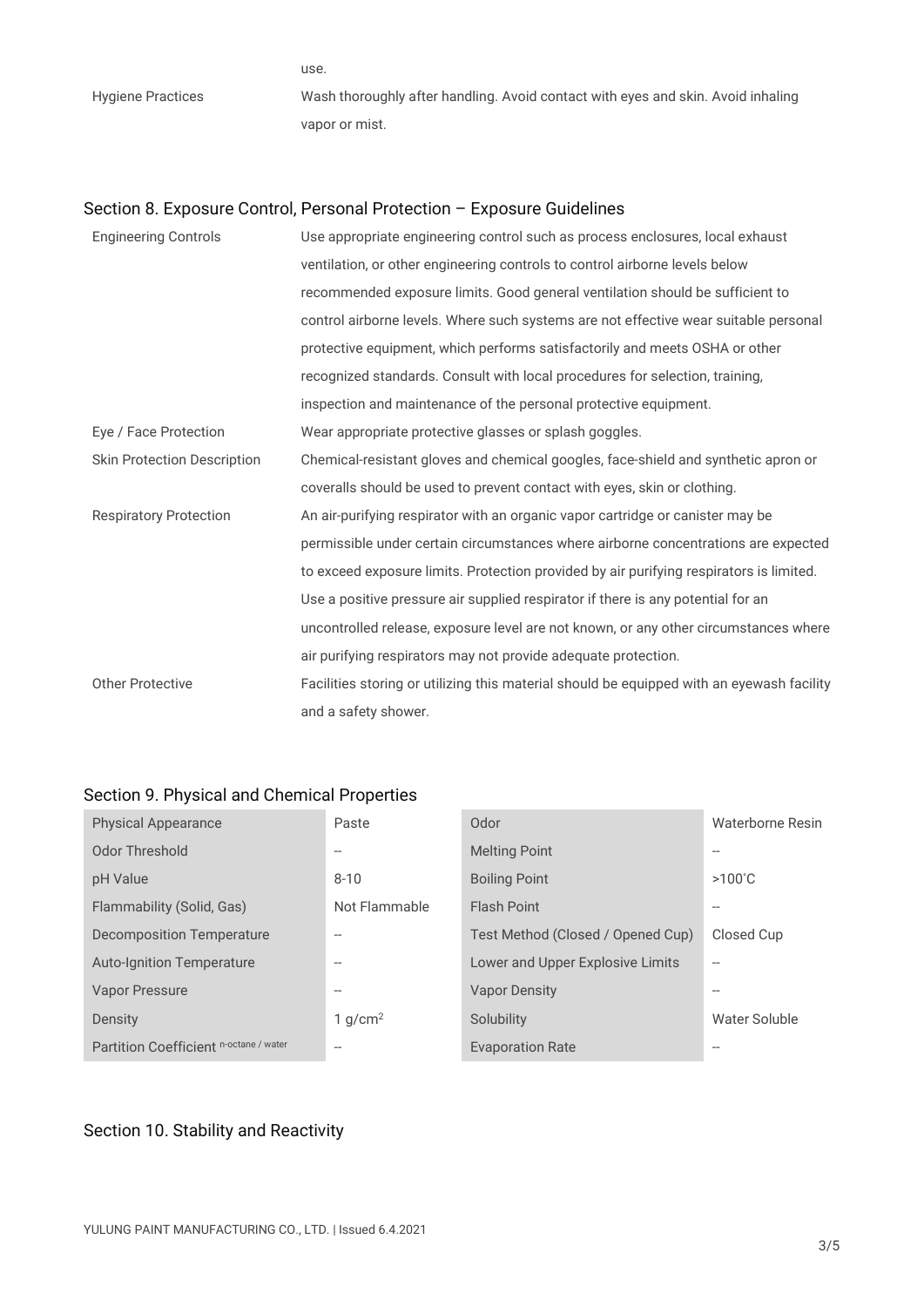use.

| | |
|---|---|
| Hygiene Practices | Wash thoroughly after handling. Avoid contact with eyes and skin. Avoid inhaling vapor or mist. |

## Section 8. Exposure Control, Personal Protection – Exposure Guidelines

| | |
|---|---|
| Engineering Controls | Use appropriate engineering control such as process enclosures, local exhaust ventilation, or other engineering controls to control airborne levels below recommended exposure limits. Good general ventilation should be sufficient to control airborne levels. Where such systems are not effective wear suitable personal protective equipment, which performs satisfactorily and meets OSHA or other recognized standards. Consult with local procedures for selection, training, inspection and maintenance of the personal protective equipment. |
| Eye / Face Protection | Wear appropriate protective glasses or splash goggles. |
| Skin Protection Description | Chemical-resistant gloves and chemical googles, face-shield and synthetic apron or coveralls should be used to prevent contact with eyes, skin or clothing. |
| Respiratory Protection | An air-purifying respirator with an organic vapor cartridge or canister may be permissible under certain circumstances where airborne concentrations are expected to exceed exposure limits. Protection provided by air purifying respirators is limited. Use a positive pressure air supplied respirator if there is any potential for an uncontrolled release, exposure level are not known, or any other circumstances where air purifying respirators may not provide adequate protection. |
| Other Protective | Facilities storing or utilizing this material should be equipped with an eyewash facility and a safety shower. |

## Section 9. Physical and Chemical Properties

| | | | |
|---|---|---|---|
| Physical Appearance | Paste | Odor | Waterborne Resin |
| Odor Threshold | -- | Melting Point | -- |
| pH Value | 8-10 | Boiling Point | >100˚C |
| Flammability (Solid, Gas) | Not Flammable | Flash Point | -- |
| Decomposition Temperature | -- | Test Method (Closed / Opened Cup) | Closed Cup |
| Auto-Ignition Temperature | -- | Lower and Upper Explosive Limits | -- |
| Vapor Pressure | -- | Vapor Density | -- |
| Density | 1 $g/cm^2$ | Solubility | Water Soluble |
| Partition Coefficient $_{\text{n-octane / water}}$ | -- | Evaporation Rate | -- |

## Section 10. Stability and Reactivity

YULUNG PAINT MANUFACTURING CO., LTD. | Issued 6.4.2021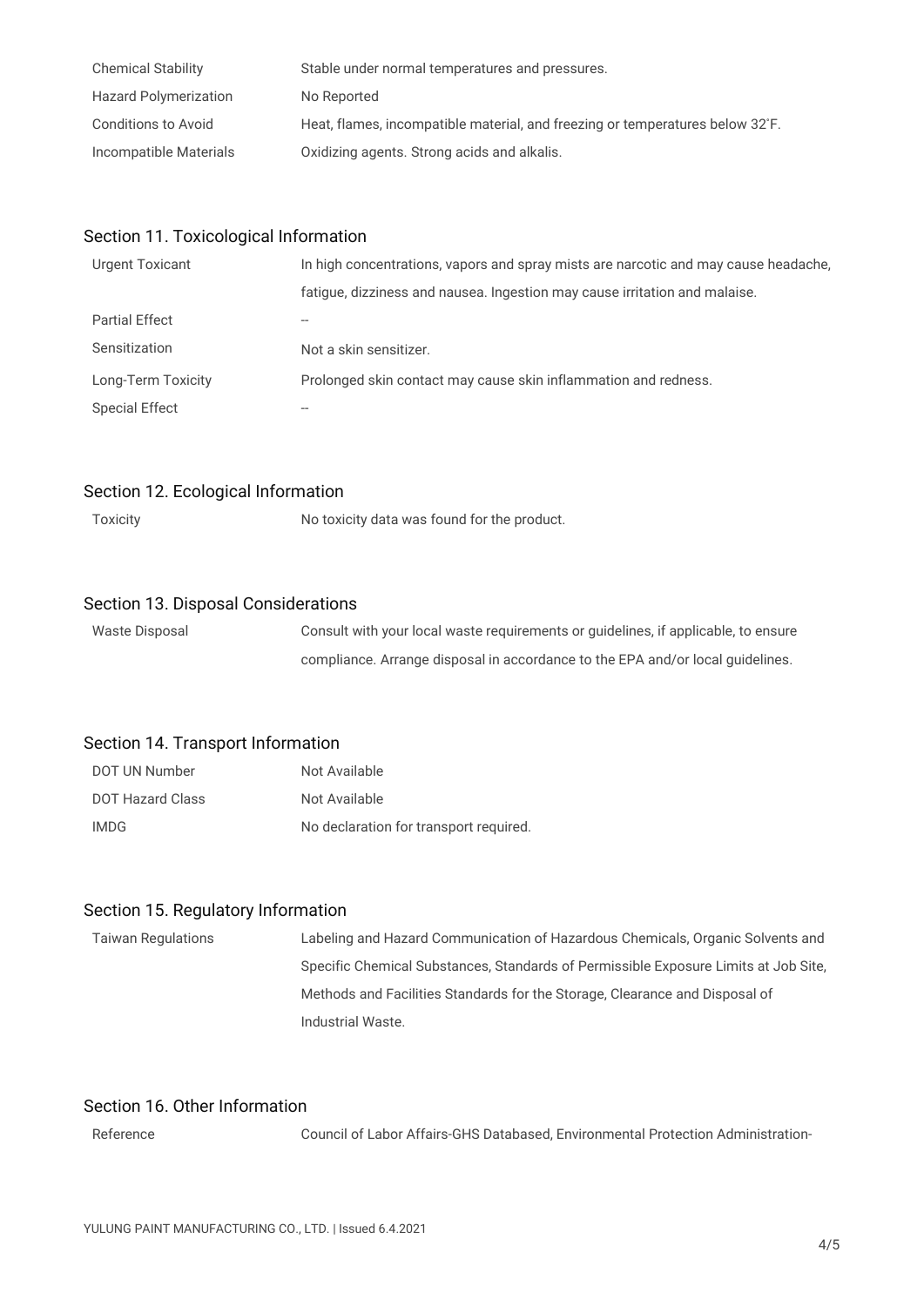| | |
|---|---|
| Chemical Stability | Stable under normal temperatures and pressures. |
| Hazard Polymerization | No Reported |
| Conditions to Avoid | Heat, flames, incompatible material, and freezing or temperatures below 32˚F. |
| Incompatible Materials | Oxidizing agents. Strong acids and alkalis. |

## Section 11. Toxicological Information

| | |
|---|---|
| Urgent Toxicant | In high concentrations, vapors and spray mists are narcotic and may cause headache, fatigue, dizziness and nausea. Ingestion may cause irritation and malaise. |
| Partial Effect | -- |
| Sensitization | Not a skin sensitizer. |
| Long-Term Toxicity | Prolonged skin contact may cause skin inflammation and redness. |
| Special Effect | -- |

## Section 12. Ecological Information

| | |
|---|---|
| Toxicity | No toxicity data was found for the product. |

## Section 13. Disposal Considerations

| | |
|---|---|
| Waste Disposal | Consult with your local waste requirements or guidelines, if applicable, to ensure compliance. Arrange disposal in accordance to the EPA and/or local guidelines. |

## Section 14. Transport Information

| | |
|---|---|
| DOT UN Number | Not Available |
| DOT Hazard Class | Not Available |
| IMDG | No declaration for transport required. |

## Section 15. Regulatory Information

| | |
|---|---|
| Taiwan Regulations | Labeling and Hazard Communication of Hazardous Chemicals, Organic Solvents and Specific Chemical Substances, Standards of Permissible Exposure Limits at Job Site, Methods and Facilities Standards for the Storage, Clearance and Disposal of Industrial Waste. |

## Section 16. Other Information

| | |
|---|---|
| Reference | Council of Labor Affairs-GHS Databased, Environmental Protection Administration- |

YULUNG PAINT MANUFACTURING CO., LTD. | Issued 6.4.2021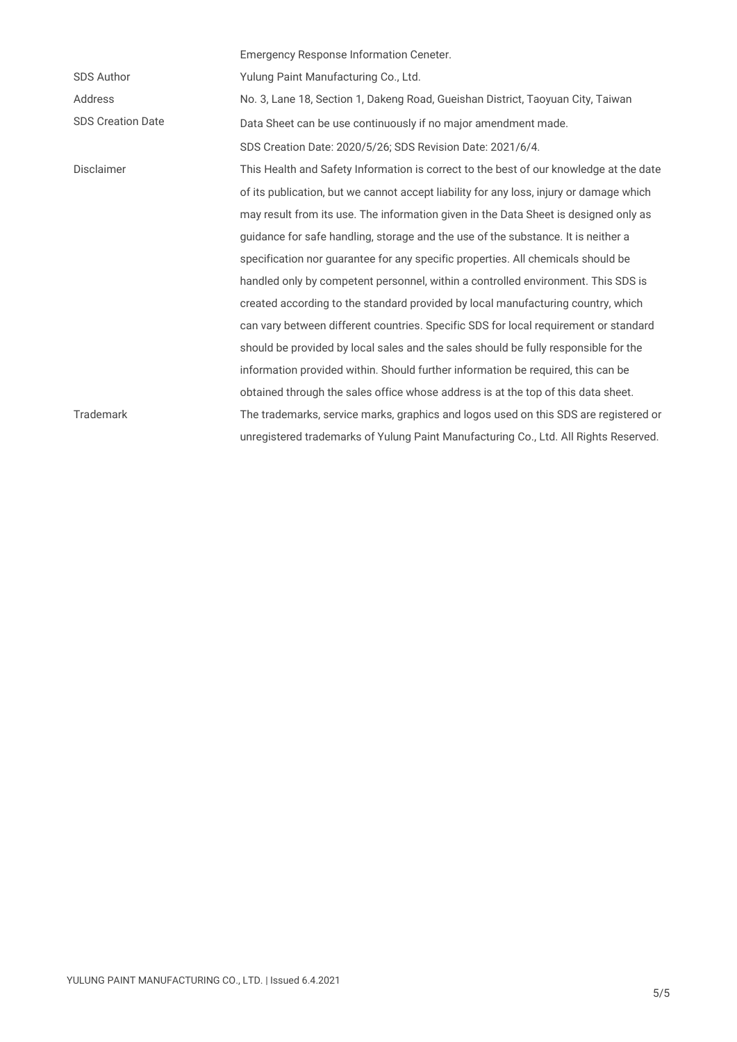| | |
|---|---|
| | Emergency Response Information Ceneter. |
| SDS Author | Yulung Paint Manufacturing Co., Ltd. |
| Address | No. 3, Lane 18, Section 1, Dakeng Road, Gueishan District, Taoyuan City, Taiwan |
| SDS Creation Date | Data Sheet can be use continuously if no major amendment made.<br>SDS Creation Date: 2020/5/26; SDS Revision Date: 2021/6/4. |
| Disclaimer | This Health and Safety Information is correct to the best of our knowledge at the date of its publication, but we cannot accept liability for any loss, injury or damage which may result from its use. The information given in the Data Sheet is designed only as guidance for safe handling, storage and the use of the substance. It is neither a specification nor guarantee for any specific properties. All chemicals should be handled only by competent personnel, within a controlled environment. This SDS is created according to the standard provided by local manufacturing country, which can vary between different countries. Specific SDS for local requirement or standard should be provided by local sales and the sales should be fully responsible for the information provided within. Should further information be required, this can be obtained through the sales office whose address is at the top of this data sheet. |
| Trademark | The trademarks, service marks, graphics and logos used on this SDS are registered or unregistered trademarks of Yulung Paint Manufacturing Co., Ltd. All Rights Reserved. |